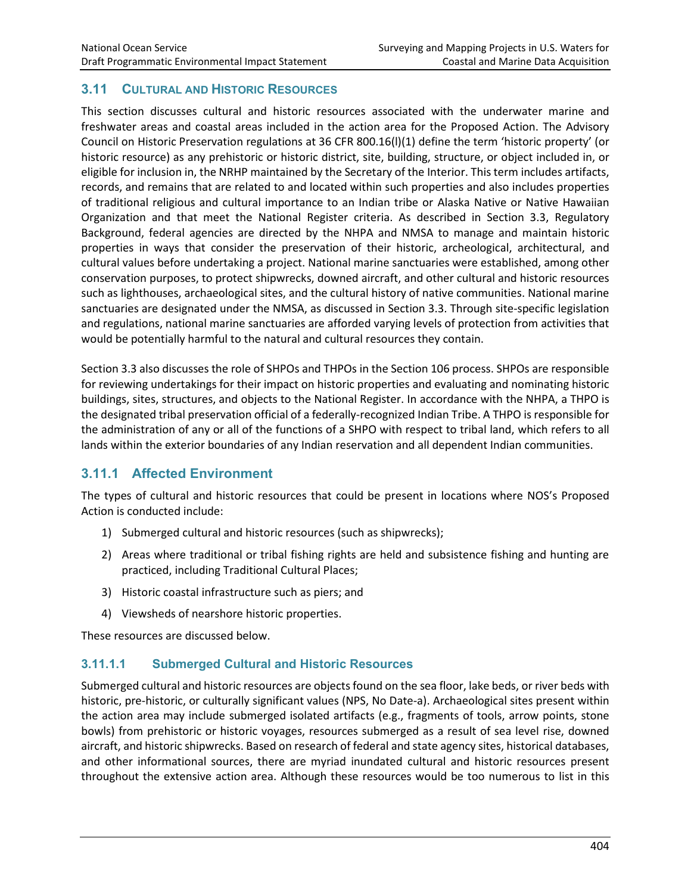## 3.11 Cultural and Historic Resources

This section discusses cultural and historic resources associated with the underwater marine and freshwater areas and coastal areas included in the action area for the Proposed Action. The Advisory Council on Historic Preservation regulations at 36 CFR 800.16(l)(1) define the term 'historic property' (or historic resource) as any prehistoric or historic district, site, building, structure, or object included in, or eligible for inclusion in, the NRHP maintained by the Secretary of the Interior. This term includes artifacts, records, and remains that are related to and located within such properties and also includes properties of traditional religious and cultural importance to an Indian tribe or Alaska Native or Native Hawaiian Organization and that meet the National Register criteria. As described in Section 3.3, Regulatory Background, federal agencies are directed by the NHPA and NMSA to manage and maintain historic properties in ways that consider the preservation of their historic, archeological, architectural, and cultural values before undertaking a project. National marine sanctuaries were established, among other conservation purposes, to protect shipwrecks, downed aircraft, and other cultural and historic resources such as lighthouses, archaeological sites, and the cultural history of native communities. National marine sanctuaries are designated under the NMSA, as discussed in Section 3.3. Through site-specific legislation and regulations, national marine sanctuaries are afforded varying levels of protection from activities that would be potentially harmful to the natural and cultural resources they contain.

Section 3.3 also discusses the role of SHPOs and THPOs in the Section 106 process. SHPOs are responsible for reviewing undertakings for their impact on historic properties and evaluating and nominating historic buildings, sites, structures, and objects to the National Register. In accordance with the NHPA, a THPO is the designated tribal preservation official of a federally-recognized Indian Tribe. A THPO is responsible for the administration of any or all of the functions of a SHPO with respect to tribal land, which refers to all lands within the exterior boundaries of any Indian reservation and all dependent Indian communities.

### 3.11.1 Affected Environment

The types of cultural and historic resources that could be present in locations where NOS's Proposed Action is conducted include:

1) Submerged cultural and historic resources (such as shipwrecks);
2) Areas where traditional or tribal fishing rights are held and subsistence fishing and hunting are practiced, including Traditional Cultural Places;
3) Historic coastal infrastructure such as piers; and
4) Viewsheds of nearshore historic properties.

These resources are discussed below.

#### 3.11.1.1 Submerged Cultural and Historic Resources

Submerged cultural and historic resources are objects found on the sea floor, lake beds, or river beds with historic, pre-historic, or culturally significant values (NPS, No Date-a). Archaeological sites present within the action area may include submerged isolated artifacts (e.g., fragments of tools, arrow points, stone bowls) from prehistoric or historic voyages, resources submerged as a result of sea level rise, downed aircraft, and historic shipwrecks. Based on research of federal and state agency sites, historical databases, and other informational sources, there are myriad inundated cultural and historic resources present throughout the extensive action area. Although these resources would be too numerous to list in this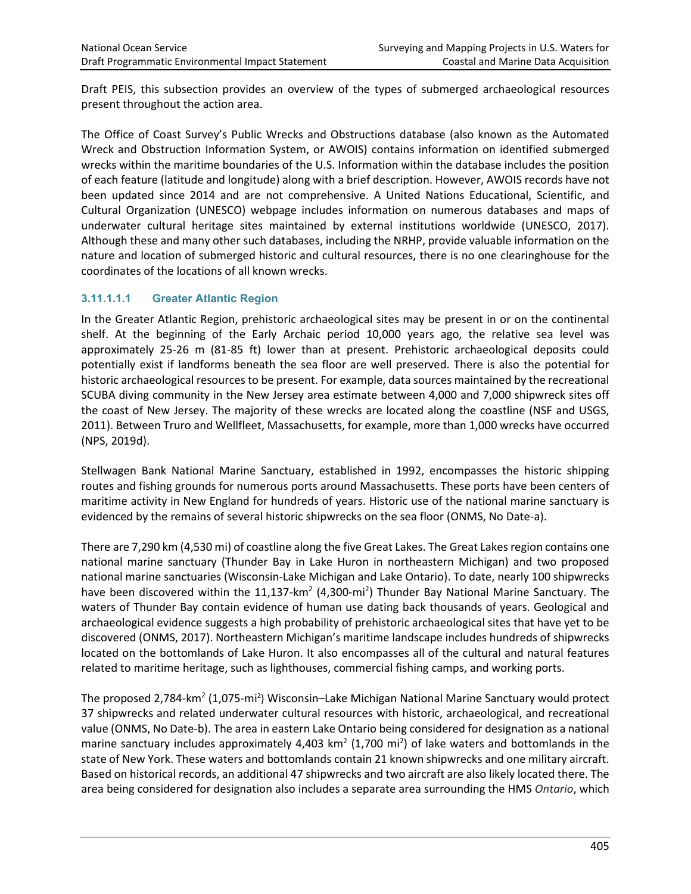Draft PEIS, this subsection provides an overview of the types of submerged archaeological resources present throughout the action area.

The Office of Coast Survey's Public Wrecks and Obstructions database (also known as the Automated Wreck and Obstruction Information System, or AWOIS) contains information on identified submerged wrecks within the maritime boundaries of the U.S. Information within the database includes the position of each feature (latitude and longitude) along with a brief description. However, AWOIS records have not been updated since 2014 and are not comprehensive. A United Nations Educational, Scientific, and Cultural Organization (UNESCO) webpage includes information on numerous databases and maps of underwater cultural heritage sites maintained by external institutions worldwide (UNESCO, 2017). Although these and many other such databases, including the NRHP, provide valuable information on the nature and location of submerged historic and cultural resources, there is no one clearinghouse for the coordinates of the locations of all known wrecks.

#### 3.11.1.1.1 Greater Atlantic Region

In the Greater Atlantic Region, prehistoric archaeological sites may be present in or on the continental shelf. At the beginning of the Early Archaic period 10,000 years ago, the relative sea level was approximately 25-26 m (81-85 ft) lower than at present. Prehistoric archaeological deposits could potentially exist if landforms beneath the sea floor are well preserved. There is also the potential for historic archaeological resources to be present. For example, data sources maintained by the recreational SCUBA diving community in the New Jersey area estimate between 4,000 and 7,000 shipwreck sites off the coast of New Jersey. The majority of these wrecks are located along the coastline (NSF and USGS, 2011). Between Truro and Wellfleet, Massachusetts, for example, more than 1,000 wrecks have occurred (NPS, 2019d).

Stellwagen Bank National Marine Sanctuary, established in 1992, encompasses the historic shipping routes and fishing grounds for numerous ports around Massachusetts. These ports have been centers of maritime activity in New England for hundreds of years. Historic use of the national marine sanctuary is evidenced by the remains of several historic shipwrecks on the sea floor (ONMS, No Date-a).

There are 7,290 km (4,530 mi) of coastline along the five Great Lakes. The Great Lakes region contains one national marine sanctuary (Thunder Bay in Lake Huron in northeastern Michigan) and two proposed national marine sanctuaries (Wisconsin-Lake Michigan and Lake Ontario). To date, nearly 100 shipwrecks have been discovered within the 11,137-km$^2$ (4,300-mi$^2$) Thunder Bay National Marine Sanctuary. The waters of Thunder Bay contain evidence of human use dating back thousands of years. Geological and archaeological evidence suggests a high probability of prehistoric archaeological sites that have yet to be discovered (ONMS, 2017). Northeastern Michigan's maritime landscape includes hundreds of shipwrecks located on the bottomlands of Lake Huron. It also encompasses all of the cultural and natural features related to maritime heritage, such as lighthouses, commercial fishing camps, and working ports.

The proposed 2,784-km$^2$ (1,075-mi$^2$) Wisconsin–Lake Michigan National Marine Sanctuary would protect 37 shipwrecks and related underwater cultural resources with historic, archaeological, and recreational value (ONMS, No Date-b). The area in eastern Lake Ontario being considered for designation as a national marine sanctuary includes approximately 4,403 km$^2$ (1,700 mi$^2$) of lake waters and bottomlands in the state of New York. These waters and bottomlands contain 21 known shipwrecks and one military aircraft. Based on historical records, an additional 47 shipwrecks and two aircraft are also likely located there. The area being considered for designation also includes a separate area surrounding the HMS *Ontario*, which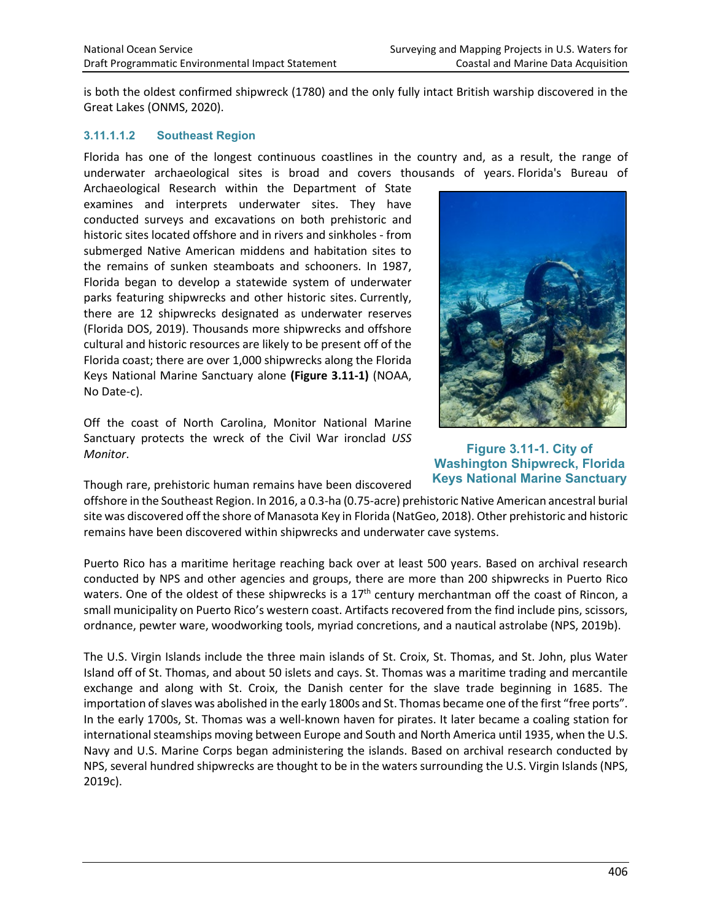is both the oldest confirmed shipwreck (1780) and the only fully intact British warship discovered in the Great Lakes (ONMS, 2020).

#### 3.11.1.1.2 Southeast Region

Florida has one of the longest continuous coastlines in the country and, as a result, the range of underwater archaeological sites is broad and covers thousands of years. Florida's Bureau of Archaeological Research within the Department of State examines and interprets underwater sites. They have conducted surveys and excavations on both prehistoric and historic sites located offshore and in rivers and sinkholes - from submerged Native American middens and habitation sites to the remains of sunken steamboats and schooners. In 1987, Florida began to develop a statewide system of underwater parks featuring shipwrecks and other historic sites. Currently, there are 12 shipwrecks designated as underwater reserves (Florida DOS, 2019). Thousands more shipwrecks and offshore cultural and historic resources are likely to be present off of the Florida coast; there are over 1,000 shipwrecks along the Florida Keys National Marine Sanctuary alone **(Figure 3.11-1)** (NOAA, No Date-c).

**Figure 3.11-1. City of Washington Shipwreck, Florida Keys National Marine Sanctuary**

Off the coast of North Carolina, Monitor National Marine Sanctuary protects the wreck of the Civil War ironclad *USS Monitor*.

Though rare, prehistoric human remains have been discovered offshore in the Southeast Region. In 2016, a 0.3-ha (0.75-acre) prehistoric Native American ancestral burial site was discovered off the shore of Manasota Key in Florida (NatGeo, 2018). Other prehistoric and historic remains have been discovered within shipwrecks and underwater cave systems.

Puerto Rico has a maritime heritage reaching back over at least 500 years. Based on archival research conducted by NPS and other agencies and groups, there are more than 200 shipwrecks in Puerto Rico waters. One of the oldest of these shipwrecks is a 17th century merchantman off the coast of Rincon, a small municipality on Puerto Rico's western coast. Artifacts recovered from the find include pins, scissors, ordnance, pewter ware, woodworking tools, myriad concretions, and a nautical astrolabe (NPS, 2019b).

The U.S. Virgin Islands include the three main islands of St. Croix, St. Thomas, and St. John, plus Water Island off of St. Thomas, and about 50 islets and cays. St. Thomas was a maritime trading and mercantile exchange and along with St. Croix, the Danish center for the slave trade beginning in 1685. The importation of slaves was abolished in the early 1800s and St. Thomas became one of the first "free ports". In the early 1700s, St. Thomas was a well-known haven for pirates. It later became a coaling station for international steamships moving between Europe and South and North America until 1935, when the U.S. Navy and U.S. Marine Corps began administering the islands. Based on archival research conducted by NPS, several hundred shipwrecks are thought to be in the waters surrounding the U.S. Virgin Islands (NPS, 2019c).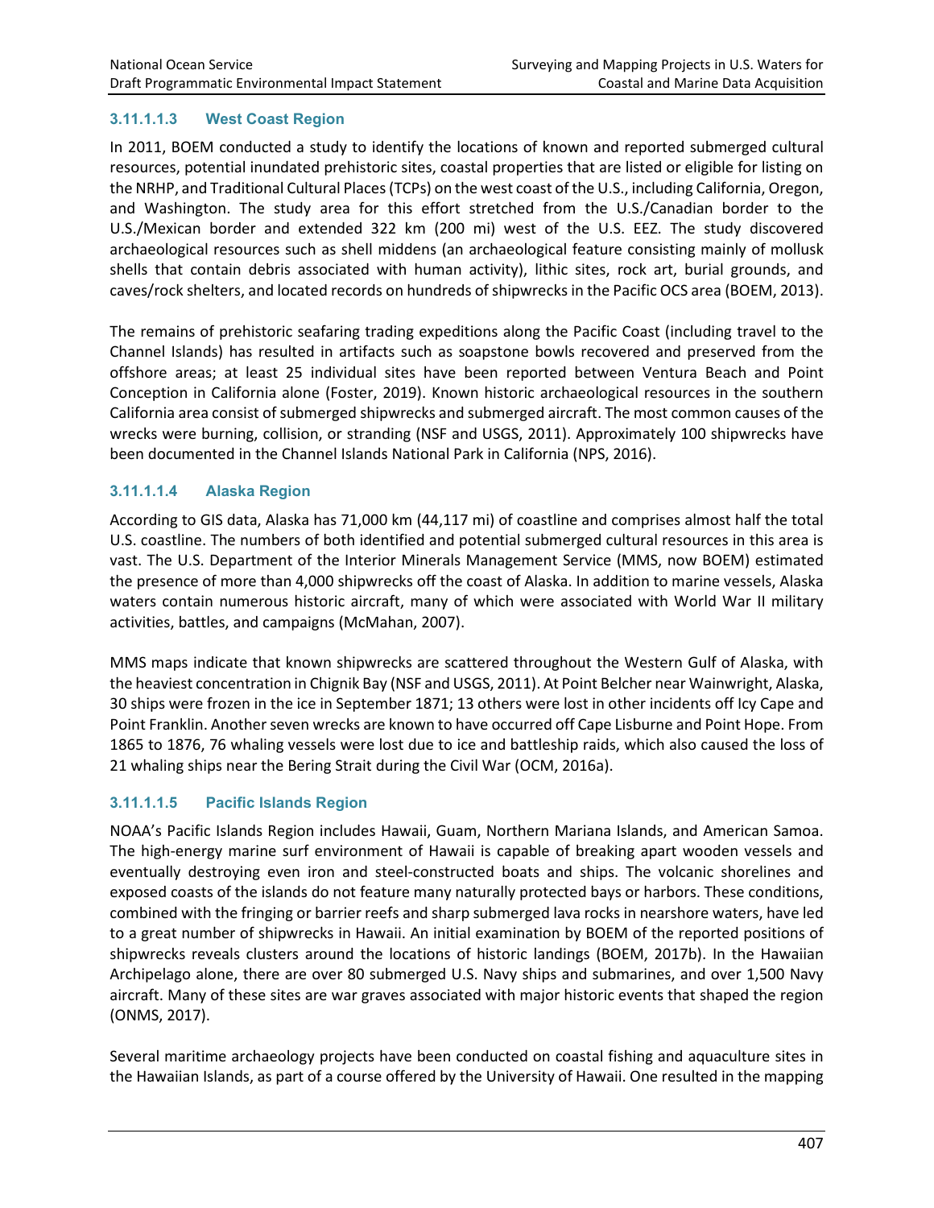#### 3.11.1.1.3 West Coast Region

In 2011, BOEM conducted a study to identify the locations of known and reported submerged cultural resources, potential inundated prehistoric sites, coastal properties that are listed or eligible for listing on the NRHP, and Traditional Cultural Places (TCPs) on the west coast of the U.S., including California, Oregon, and Washington. The study area for this effort stretched from the U.S./Canadian border to the U.S./Mexican border and extended 322 km (200 mi) west of the U.S. EEZ. The study discovered archaeological resources such as shell middens (an archaeological feature consisting mainly of mollusk shells that contain debris associated with human activity), lithic sites, rock art, burial grounds, and caves/rock shelters, and located records on hundreds of shipwrecks in the Pacific OCS area (BOEM, 2013).

The remains of prehistoric seafaring trading expeditions along the Pacific Coast (including travel to the Channel Islands) has resulted in artifacts such as soapstone bowls recovered and preserved from the offshore areas; at least 25 individual sites have been reported between Ventura Beach and Point Conception in California alone (Foster, 2019). Known historic archaeological resources in the southern California area consist of submerged shipwrecks and submerged aircraft. The most common causes of the wrecks were burning, collision, or stranding (NSF and USGS, 2011). Approximately 100 shipwrecks have been documented in the Channel Islands National Park in California (NPS, 2016).

#### 3.11.1.1.4 Alaska Region

According to GIS data, Alaska has 71,000 km (44,117 mi) of coastline and comprises almost half the total U.S. coastline. The numbers of both identified and potential submerged cultural resources in this area is vast. The U.S. Department of the Interior Minerals Management Service (MMS, now BOEM) estimated the presence of more than 4,000 shipwrecks off the coast of Alaska. In addition to marine vessels, Alaska waters contain numerous historic aircraft, many of which were associated with World War II military activities, battles, and campaigns (McMahan, 2007).

MMS maps indicate that known shipwrecks are scattered throughout the Western Gulf of Alaska, with the heaviest concentration in Chignik Bay (NSF and USGS, 2011). At Point Belcher near Wainwright, Alaska, 30 ships were frozen in the ice in September 1871; 13 others were lost in other incidents off Icy Cape and Point Franklin. Another seven wrecks are known to have occurred off Cape Lisburne and Point Hope. From 1865 to 1876, 76 whaling vessels were lost due to ice and battleship raids, which also caused the loss of 21 whaling ships near the Bering Strait during the Civil War (OCM, 2016a).

#### 3.11.1.1.5 Pacific Islands Region

NOAA's Pacific Islands Region includes Hawaii, Guam, Northern Mariana Islands, and American Samoa. The high-energy marine surf environment of Hawaii is capable of breaking apart wooden vessels and eventually destroying even iron and steel-constructed boats and ships. The volcanic shorelines and exposed coasts of the islands do not feature many naturally protected bays or harbors. These conditions, combined with the fringing or barrier reefs and sharp submerged lava rocks in nearshore waters, have led to a great number of shipwrecks in Hawaii. An initial examination by BOEM of the reported positions of shipwrecks reveals clusters around the locations of historic landings (BOEM, 2017b). In the Hawaiian Archipelago alone, there are over 80 submerged U.S. Navy ships and submarines, and over 1,500 Navy aircraft. Many of these sites are war graves associated with major historic events that shaped the region (ONMS, 2017).

Several maritime archaeology projects have been conducted on coastal fishing and aquaculture sites in the Hawaiian Islands, as part of a course offered by the University of Hawaii. One resulted in the mapping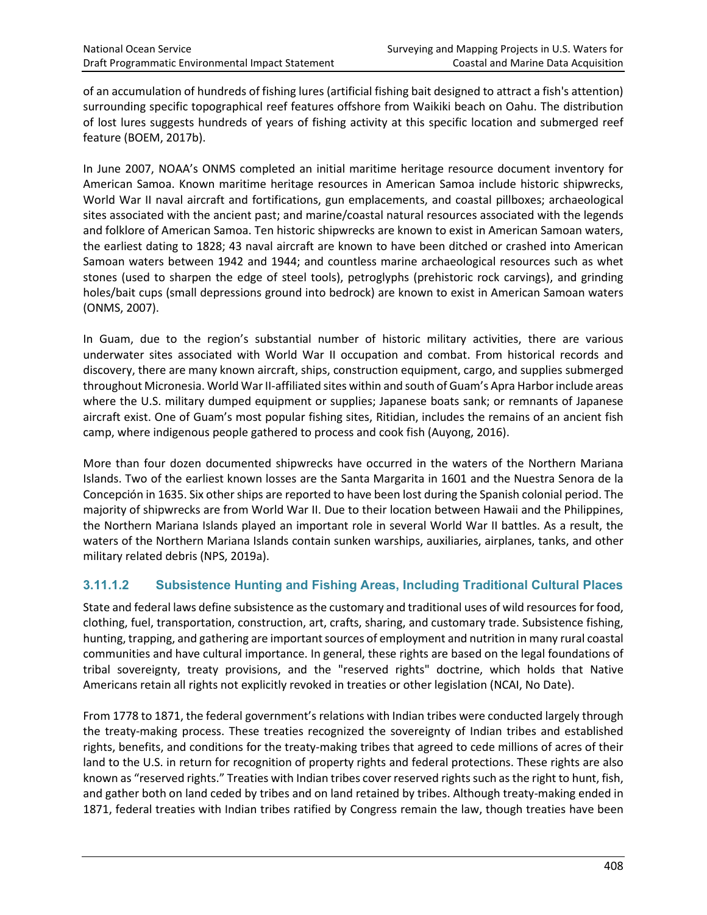of an accumulation of hundreds of fishing lures (artificial fishing bait designed to attract a fish's attention) surrounding specific topographical reef features offshore from Waikiki beach on Oahu. The distribution of lost lures suggests hundreds of years of fishing activity at this specific location and submerged reef feature (BOEM, 2017b).

In June 2007, NOAA's ONMS completed an initial maritime heritage resource document inventory for American Samoa. Known maritime heritage resources in American Samoa include historic shipwrecks, World War II naval aircraft and fortifications, gun emplacements, and coastal pillboxes; archaeological sites associated with the ancient past; and marine/coastal natural resources associated with the legends and folklore of American Samoa. Ten historic shipwrecks are known to exist in American Samoan waters, the earliest dating to 1828; 43 naval aircraft are known to have been ditched or crashed into American Samoan waters between 1942 and 1944; and countless marine archaeological resources such as whet stones (used to sharpen the edge of steel tools), petroglyphs (prehistoric rock carvings), and grinding holes/bait cups (small depressions ground into bedrock) are known to exist in American Samoan waters (ONMS, 2007).

In Guam, due to the region's substantial number of historic military activities, there are various underwater sites associated with World War II occupation and combat. From historical records and discovery, there are many known aircraft, ships, construction equipment, cargo, and supplies submerged throughout Micronesia. World War II-affiliated sites within and south of Guam's Apra Harbor include areas where the U.S. military dumped equipment or supplies; Japanese boats sank; or remnants of Japanese aircraft exist. One of Guam's most popular fishing sites, Ritidian, includes the remains of an ancient fish camp, where indigenous people gathered to process and cook fish (Auyong, 2016).

More than four dozen documented shipwrecks have occurred in the waters of the Northern Mariana Islands. Two of the earliest known losses are the Santa Margarita in 1601 and the Nuestra Senora de la Concepción in 1635. Six other ships are reported to have been lost during the Spanish colonial period. The majority of shipwrecks are from World War II. Due to their location between Hawaii and the Philippines, the Northern Mariana Islands played an important role in several World War II battles. As a result, the waters of the Northern Mariana Islands contain sunken warships, auxiliaries, airplanes, tanks, and other military related debris (NPS, 2019a).

#### 3.11.1.2 Subsistence Hunting and Fishing Areas, Including Traditional Cultural Places

State and federal laws define subsistence as the customary and traditional uses of wild resources for food, clothing, fuel, transportation, construction, art, crafts, sharing, and customary trade. Subsistence fishing, hunting, trapping, and gathering are important sources of employment and nutrition in many rural coastal communities and have cultural importance. In general, these rights are based on the legal foundations of tribal sovereignty, treaty provisions, and the "reserved rights" doctrine, which holds that Native Americans retain all rights not explicitly revoked in treaties or other legislation (NCAI, No Date).

From 1778 to 1871, the federal government's relations with Indian tribes were conducted largely through the treaty-making process. These treaties recognized the sovereignty of Indian tribes and established rights, benefits, and conditions for the treaty-making tribes that agreed to cede millions of acres of their land to the U.S. in return for recognition of property rights and federal protections. These rights are also known as "reserved rights." Treaties with Indian tribes cover reserved rights such as the right to hunt, fish, and gather both on land ceded by tribes and on land retained by tribes. Although treaty-making ended in 1871, federal treaties with Indian tribes ratified by Congress remain the law, though treaties have been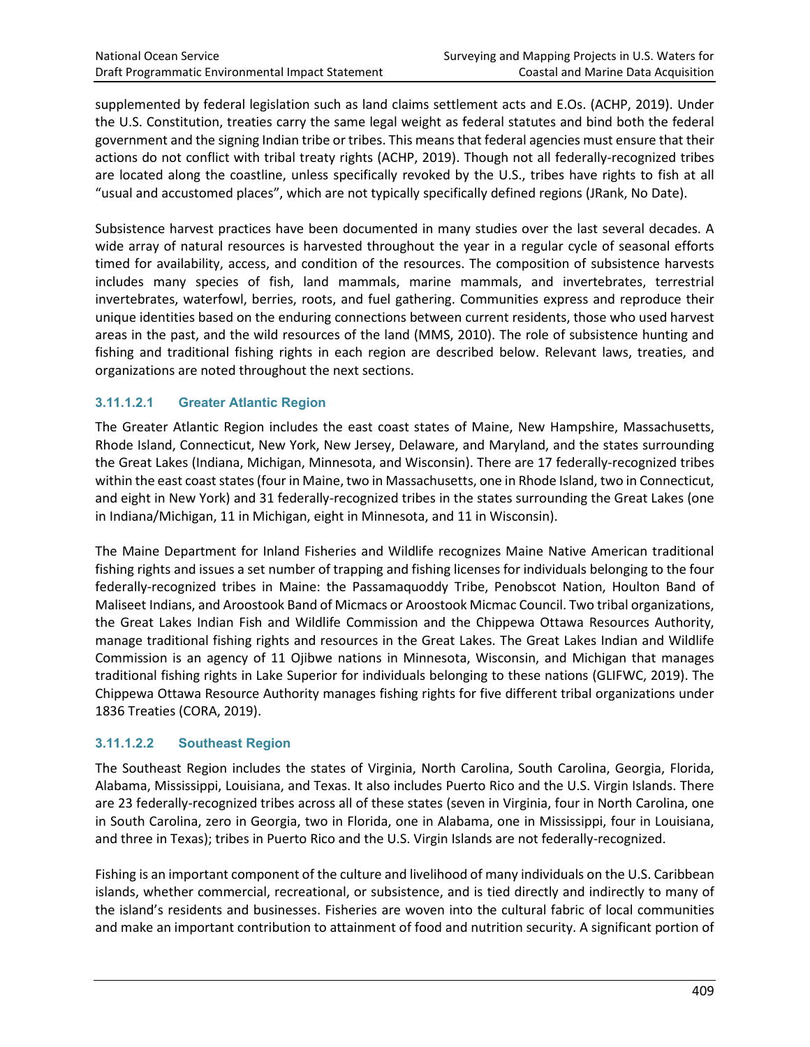supplemented by federal legislation such as land claims settlement acts and E.Os. (ACHP, 2019). Under the U.S. Constitution, treaties carry the same legal weight as federal statutes and bind both the federal government and the signing Indian tribe or tribes. This means that federal agencies must ensure that their actions do not conflict with tribal treaty rights (ACHP, 2019). Though not all federally-recognized tribes are located along the coastline, unless specifically revoked by the U.S., tribes have rights to fish at all "usual and accustomed places", which are not typically specifically defined regions (JRank, No Date).

Subsistence harvest practices have been documented in many studies over the last several decades. A wide array of natural resources is harvested throughout the year in a regular cycle of seasonal efforts timed for availability, access, and condition of the resources. The composition of subsistence harvests includes many species of fish, land mammals, marine mammals, and invertebrates, terrestrial invertebrates, waterfowl, berries, roots, and fuel gathering. Communities express and reproduce their unique identities based on the enduring connections between current residents, those who used harvest areas in the past, and the wild resources of the land (MMS, 2010). The role of subsistence hunting and fishing and traditional fishing rights in each region are described below. Relevant laws, treaties, and organizations are noted throughout the next sections.

#### 3.11.1.2.1 Greater Atlantic Region

The Greater Atlantic Region includes the east coast states of Maine, New Hampshire, Massachusetts, Rhode Island, Connecticut, New York, New Jersey, Delaware, and Maryland, and the states surrounding the Great Lakes (Indiana, Michigan, Minnesota, and Wisconsin). There are 17 federally-recognized tribes within the east coast states (four in Maine, two in Massachusetts, one in Rhode Island, two in Connecticut, and eight in New York) and 31 federally-recognized tribes in the states surrounding the Great Lakes (one in Indiana/Michigan, 11 in Michigan, eight in Minnesota, and 11 in Wisconsin).

The Maine Department for Inland Fisheries and Wildlife recognizes Maine Native American traditional fishing rights and issues a set number of trapping and fishing licenses for individuals belonging to the four federally-recognized tribes in Maine: the Passamaquoddy Tribe, Penobscot Nation, Houlton Band of Maliseet Indians, and Aroostook Band of Micmacs or Aroostook Micmac Council. Two tribal organizations, the Great Lakes Indian Fish and Wildlife Commission and the Chippewa Ottawa Resources Authority, manage traditional fishing rights and resources in the Great Lakes. The Great Lakes Indian and Wildlife Commission is an agency of 11 Ojibwe nations in Minnesota, Wisconsin, and Michigan that manages traditional fishing rights in Lake Superior for individuals belonging to these nations (GLIFWC, 2019). The Chippewa Ottawa Resource Authority manages fishing rights for five different tribal organizations under 1836 Treaties (CORA, 2019).

#### 3.11.1.2.2 Southeast Region

The Southeast Region includes the states of Virginia, North Carolina, South Carolina, Georgia, Florida, Alabama, Mississippi, Louisiana, and Texas. It also includes Puerto Rico and the U.S. Virgin Islands. There are 23 federally-recognized tribes across all of these states (seven in Virginia, four in North Carolina, one in South Carolina, zero in Georgia, two in Florida, one in Alabama, one in Mississippi, four in Louisiana, and three in Texas); tribes in Puerto Rico and the U.S. Virgin Islands are not federally-recognized.

Fishing is an important component of the culture and livelihood of many individuals on the U.S. Caribbean islands, whether commercial, recreational, or subsistence, and is tied directly and indirectly to many of the island's residents and businesses. Fisheries are woven into the cultural fabric of local communities and make an important contribution to attainment of food and nutrition security. A significant portion of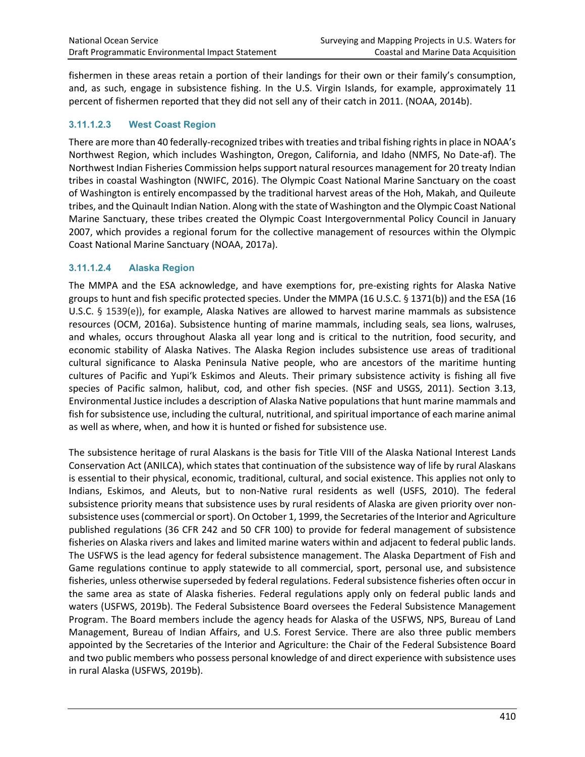fishermen in these areas retain a portion of their landings for their own or their family's consumption, and, as such, engage in subsistence fishing. In the U.S. Virgin Islands, for example, approximately 11 percent of fishermen reported that they did not sell any of their catch in 2011. (NOAA, 2014b).

#### 3.11.1.2.3 West Coast Region

There are more than 40 federally-recognized tribes with treaties and tribal fishing rights in place in NOAA's Northwest Region, which includes Washington, Oregon, California, and Idaho (NMFS, No Date-af). The Northwest Indian Fisheries Commission helps support natural resources management for 20 treaty Indian tribes in coastal Washington (NWIFC, 2016). The Olympic Coast National Marine Sanctuary on the coast of Washington is entirely encompassed by the traditional harvest areas of the Hoh, Makah, and Quileute tribes, and the Quinault Indian Nation. Along with the state of Washington and the Olympic Coast National Marine Sanctuary, these tribes created the Olympic Coast Intergovernmental Policy Council in January 2007, which provides a regional forum for the collective management of resources within the Olympic Coast National Marine Sanctuary (NOAA, 2017a).

#### 3.11.1.2.4 Alaska Region

The MMPA and the ESA acknowledge, and have exemptions for, pre-existing rights for Alaska Native groups to hunt and fish specific protected species. Under the MMPA (16 U.S.C. § 1371(b)) and the ESA (16 U.S.C. § 1539(e)), for example, Alaska Natives are allowed to harvest marine mammals as subsistence resources (OCM, 2016a). Subsistence hunting of marine mammals, including seals, sea lions, walruses, and whales, occurs throughout Alaska all year long and is critical to the nutrition, food security, and economic stability of Alaska Natives. The Alaska Region includes subsistence use areas of traditional cultural significance to Alaska Peninsula Native people, who are ancestors of the maritime hunting cultures of Pacific and Yupi'k Eskimos and Aleuts. Their primary subsistence activity is fishing all five species of Pacific salmon, halibut, cod, and other fish species. (NSF and USGS, 2011). Section 3.13, Environmental Justice includes a description of Alaska Native populations that hunt marine mammals and fish for subsistence use, including the cultural, nutritional, and spiritual importance of each marine animal as well as where, when, and how it is hunted or fished for subsistence use.

The subsistence heritage of rural Alaskans is the basis for Title VIII of the Alaska National Interest Lands Conservation Act (ANILCA), which states that continuation of the subsistence way of life by rural Alaskans is essential to their physical, economic, traditional, cultural, and social existence. This applies not only to Indians, Eskimos, and Aleuts, but to non-Native rural residents as well (USFS, 2010). The federal subsistence priority means that subsistence uses by rural residents of Alaska are given priority over non-subsistence uses (commercial or sport). On October 1, 1999, the Secretaries of the Interior and Agriculture published regulations (36 CFR 242 and 50 CFR 100) to provide for federal management of subsistence fisheries on Alaska rivers and lakes and limited marine waters within and adjacent to federal public lands. The USFWS is the lead agency for federal subsistence management. The Alaska Department of Fish and Game regulations continue to apply statewide to all commercial, sport, personal use, and subsistence fisheries, unless otherwise superseded by federal regulations. Federal subsistence fisheries often occur in the same area as state of Alaska fisheries. Federal regulations apply only on federal public lands and waters (USFWS, 2019b). The Federal Subsistence Board oversees the Federal Subsistence Management Program. The Board members include the agency heads for Alaska of the USFWS, NPS, Bureau of Land Management, Bureau of Indian Affairs, and U.S. Forest Service. There are also three public members appointed by the Secretaries of the Interior and Agriculture: the Chair of the Federal Subsistence Board and two public members who possess personal knowledge of and direct experience with subsistence uses in rural Alaska (USFWS, 2019b).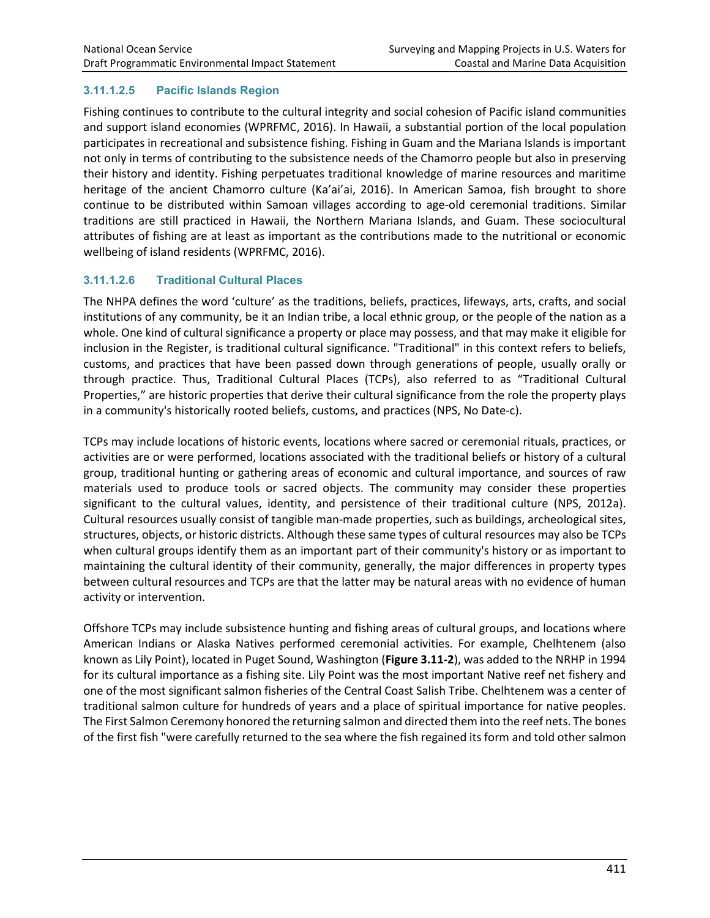#### 3.11.1.2.5 Pacific Islands Region

Fishing continues to contribute to the cultural integrity and social cohesion of Pacific island communities and support island economies (WPRFMC, 2016). In Hawaii, a substantial portion of the local population participates in recreational and subsistence fishing. Fishing in Guam and the Mariana Islands is important not only in terms of contributing to the subsistence needs of the Chamorro people but also in preserving their history and identity. Fishing perpetuates traditional knowledge of marine resources and maritime heritage of the ancient Chamorro culture (Ka'ai'ai, 2016). In American Samoa, fish brought to shore continue to be distributed within Samoan villages according to age-old ceremonial traditions. Similar traditions are still practiced in Hawaii, the Northern Mariana Islands, and Guam. These sociocultural attributes of fishing are at least as important as the contributions made to the nutritional or economic wellbeing of island residents (WPRFMC, 2016).

#### 3.11.1.2.6 Traditional Cultural Places

The NHPA defines the word 'culture' as the traditions, beliefs, practices, lifeways, arts, crafts, and social institutions of any community, be it an Indian tribe, a local ethnic group, or the people of the nation as a whole. One kind of cultural significance a property or place may possess, and that may make it eligible for inclusion in the Register, is traditional cultural significance. "Traditional" in this context refers to beliefs, customs, and practices that have been passed down through generations of people, usually orally or through practice. Thus, Traditional Cultural Places (TCPs), also referred to as "Traditional Cultural Properties," are historic properties that derive their cultural significance from the role the property plays in a community's historically rooted beliefs, customs, and practices (NPS, No Date-c).

TCPs may include locations of historic events, locations where sacred or ceremonial rituals, practices, or activities are or were performed, locations associated with the traditional beliefs or history of a cultural group, traditional hunting or gathering areas of economic and cultural importance, and sources of raw materials used to produce tools or sacred objects. The community may consider these properties significant to the cultural values, identity, and persistence of their traditional culture (NPS, 2012a). Cultural resources usually consist of tangible man-made properties, such as buildings, archeological sites, structures, objects, or historic districts. Although these same types of cultural resources may also be TCPs when cultural groups identify them as an important part of their community's history or as important to maintaining the cultural identity of their community, generally, the major differences in property types between cultural resources and TCPs are that the latter may be natural areas with no evidence of human activity or intervention.

Offshore TCPs may include subsistence hunting and fishing areas of cultural groups, and locations where American Indians or Alaska Natives performed ceremonial activities. For example, Chelhtenem (also known as Lily Point), located in Puget Sound, Washington (**Figure 3.11-2**), was added to the NRHP in 1994 for its cultural importance as a fishing site. Lily Point was the most important Native reef net fishery and one of the most significant salmon fisheries of the Central Coast Salish Tribe. Chelhtenem was a center of traditional salmon culture for hundreds of years and a place of spiritual importance for native peoples. The First Salmon Ceremony honored the returning salmon and directed them into the reef nets. The bones of the first fish "were carefully returned to the sea where the fish regained its form and told other salmon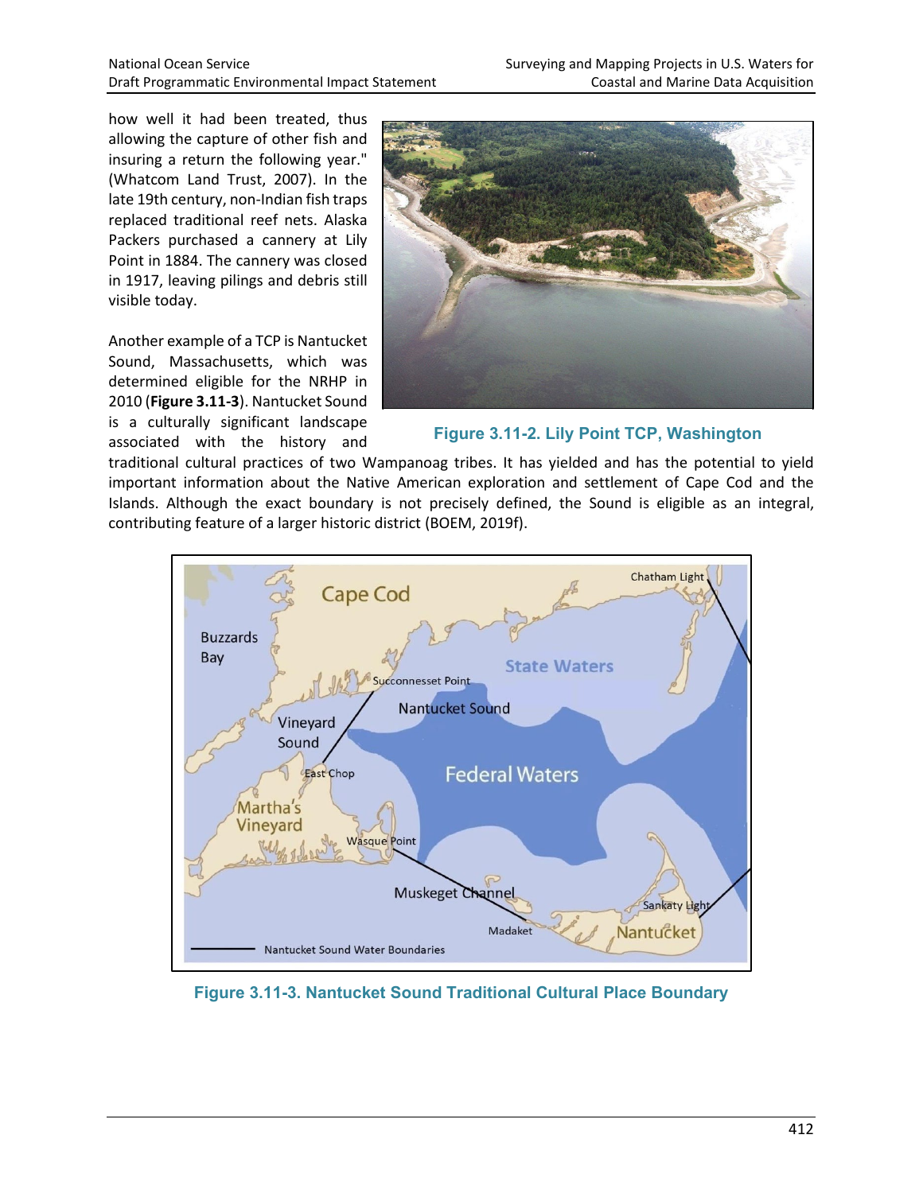how well it had been treated, thus allowing the capture of other fish and insuring a return the following year." (Whatcom Land Trust, 2007). In the late 19th century, non-Indian fish traps replaced traditional reef nets. Alaska Packers purchased a cannery at Lily Point in 1884. The cannery was closed in 1917, leaving pilings and debris still visible today.

Figure 3.11-2. Lily Point TCP, Washington

Another example of a TCP is Nantucket Sound, Massachusetts, which was determined eligible for the NRHP in 2010 (**Figure 3.11-3**). Nantucket Sound is a culturally significant landscape associated with the history and traditional cultural practices of two Wampanoag tribes. It has yielded and has the potential to yield important information about the Native American exploration and settlement of Cape Cod and the Islands. Although the exact boundary is not precisely defined, the Sound is eligible as an integral, contributing feature of a larger historic district (BOEM, 2019f).

Figure 3.11-3. Nantucket Sound Traditional Cultural Place Boundary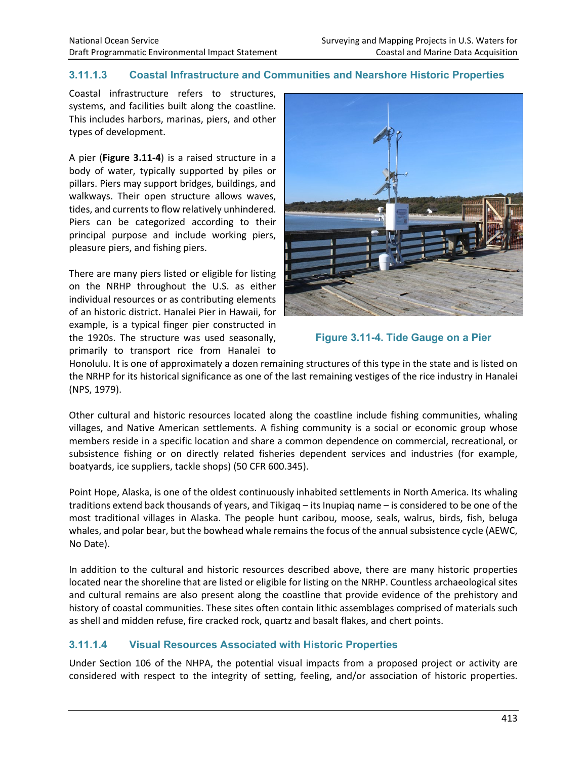### 3.11.1.3 Coastal Infrastructure and Communities and Nearshore Historic Properties

Coastal infrastructure refers to structures, systems, and facilities built along the coastline. This includes harbors, marinas, piers, and other types of development.

A pier (**Figure 3.11-4**) is a raised structure in a body of water, typically supported by piles or pillars. Piers may support bridges, buildings, and walkways. Their open structure allows waves, tides, and currents to flow relatively unhindered. Piers can be categorized according to their principal purpose and include working piers, pleasure piers, and fishing piers.

Figure 3.11-4. Tide Gauge on a Pier

There are many piers listed or eligible for listing on the NRHP throughout the U.S. as either individual resources or as contributing elements of an historic district. Hanalei Pier in Hawaii, for example, is a typical finger pier constructed in the 1920s. The structure was used seasonally, primarily to transport rice from Hanalei to Honolulu. It is one of approximately a dozen remaining structures of this type in the state and is listed on the NRHP for its historical significance as one of the last remaining vestiges of the rice industry in Hanalei (NPS, 1979).

Other cultural and historic resources located along the coastline include fishing communities, whaling villages, and Native American settlements. A fishing community is a social or economic group whose members reside in a specific location and share a common dependence on commercial, recreational, or subsistence fishing or on directly related fisheries dependent services and industries (for example, boatyards, ice suppliers, tackle shops) (50 CFR 600.345).

Point Hope, Alaska, is one of the oldest continuously inhabited settlements in North America. Its whaling traditions extend back thousands of years, and Tikigaq – its Inupiaq name – is considered to be one of the most traditional villages in Alaska. The people hunt caribou, moose, seals, walrus, birds, fish, beluga whales, and polar bear, but the bowhead whale remains the focus of the annual subsistence cycle (AEWC, No Date).

In addition to the cultural and historic resources described above, there are many historic properties located near the shoreline that are listed or eligible for listing on the NRHP. Countless archaeological sites and cultural remains are also present along the coastline that provide evidence of the prehistory and history of coastal communities. These sites often contain lithic assemblages comprised of materials such as shell and midden refuse, fire cracked rock, quartz and basalt flakes, and chert points.

### 3.11.1.4 Visual Resources Associated with Historic Properties

Under Section 106 of the NHPA, the potential visual impacts from a proposed project or activity are considered with respect to the integrity of setting, feeling, and/or association of historic properties.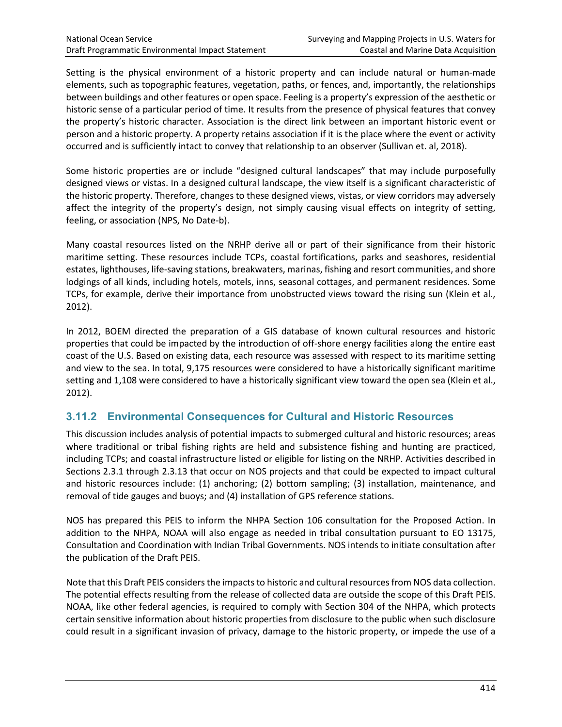Setting is the physical environment of a historic property and can include natural or human-made elements, such as topographic features, vegetation, paths, or fences, and, importantly, the relationships between buildings and other features or open space. Feeling is a property's expression of the aesthetic or historic sense of a particular period of time. It results from the presence of physical features that convey the property's historic character. Association is the direct link between an important historic event or person and a historic property. A property retains association if it is the place where the event or activity occurred and is sufficiently intact to convey that relationship to an observer (Sullivan et. al, 2018).

Some historic properties are or include "designed cultural landscapes" that may include purposefully designed views or vistas. In a designed cultural landscape, the view itself is a significant characteristic of the historic property. Therefore, changes to these designed views, vistas, or view corridors may adversely affect the integrity of the property's design, not simply causing visual effects on integrity of setting, feeling, or association (NPS, No Date-b).

Many coastal resources listed on the NRHP derive all or part of their significance from their historic maritime setting. These resources include TCPs, coastal fortifications, parks and seashores, residential estates, lighthouses, life-saving stations, breakwaters, marinas, fishing and resort communities, and shore lodgings of all kinds, including hotels, motels, inns, seasonal cottages, and permanent residences. Some TCPs, for example, derive their importance from unobstructed views toward the rising sun (Klein et al., 2012).

In 2012, BOEM directed the preparation of a GIS database of known cultural resources and historic properties that could be impacted by the introduction of off-shore energy facilities along the entire east coast of the U.S. Based on existing data, each resource was assessed with respect to its maritime setting and view to the sea. In total, 9,175 resources were considered to have a historically significant maritime setting and 1,108 were considered to have a historically significant view toward the open sea (Klein et al., 2012).

### 3.11.2 Environmental Consequences for Cultural and Historic Resources

This discussion includes analysis of potential impacts to submerged cultural and historic resources; areas where traditional or tribal fishing rights are held and subsistence fishing and hunting are practiced, including TCPs; and coastal infrastructure listed or eligible for listing on the NRHP. Activities described in Sections 2.3.1 through 2.3.13 that occur on NOS projects and that could be expected to impact cultural and historic resources include: (1) anchoring; (2) bottom sampling; (3) installation, maintenance, and removal of tide gauges and buoys; and (4) installation of GPS reference stations.

NOS has prepared this PEIS to inform the NHPA Section 106 consultation for the Proposed Action. In addition to the NHPA, NOAA will also engage as needed in tribal consultation pursuant to EO 13175, Consultation and Coordination with Indian Tribal Governments. NOS intends to initiate consultation after the publication of the Draft PEIS.

Note that this Draft PEIS considers the impacts to historic and cultural resources from NOS data collection. The potential effects resulting from the release of collected data are outside the scope of this Draft PEIS. NOAA, like other federal agencies, is required to comply with Section 304 of the NHPA, which protects certain sensitive information about historic properties from disclosure to the public when such disclosure could result in a significant invasion of privacy, damage to the historic property, or impede the use of a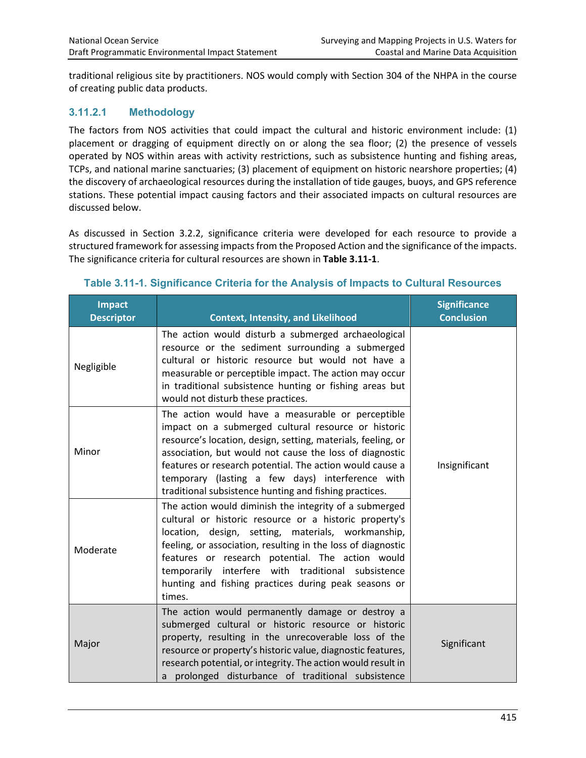traditional religious site by practitioners. NOS would comply with Section 304 of the NHPA in the course of creating public data products.

### 3.11.2.1 Methodology

The factors from NOS activities that could impact the cultural and historic environment include: (1) placement or dragging of equipment directly on or along the sea floor; (2) the presence of vessels operated by NOS within areas with activity restrictions, such as subsistence hunting and fishing areas, TCPs, and national marine sanctuaries; (3) placement of equipment on historic nearshore properties; (4) the discovery of archaeological resources during the installation of tide gauges, buoys, and GPS reference stations. These potential impact causing factors and their associated impacts on cultural resources are discussed below.

As discussed in Section 3.2.2, significance criteria were developed for each resource to provide a structured framework for assessing impacts from the Proposed Action and the significance of the impacts. The significance criteria for cultural resources are shown in **Table 3.11-1**.

**Table 3.11-1. Significance Criteria for the Analysis of Impacts to Cultural Resources**

| Impact Descriptor | Context, Intensity, and Likelihood | Significance Conclusion |
|---|---|---|
| Negligible | The action would disturb a submerged archaeological resource or the sediment surrounding a submerged cultural or historic resource but would not have a measurable or perceptible impact. The action may occur in traditional subsistence hunting or fishing areas but would not disturb these practices. | Insignificant |
| Minor | The action would have a measurable or perceptible impact on a submerged cultural resource or historic resource's location, design, setting, materials, feeling, or association, but would not cause the loss of diagnostic features or research potential. The action would cause a temporary (lasting a few days) interference with traditional subsistence hunting and fishing practices. | |
| Moderate | The action would diminish the integrity of a submerged cultural or historic resource or a historic property's location, design, setting, materials, workmanship, feeling, or association, resulting in the loss of diagnostic features or research potential. The action would temporarily interfere with traditional subsistence hunting and fishing practices during peak seasons or times. | |
| Major | The action would permanently damage or destroy a submerged cultural or historic resource or historic property, resulting in the unrecoverable loss of the resource or property's historic value, diagnostic features, research potential, or integrity. The action would result in a prolonged disturbance of traditional subsistence | Significant |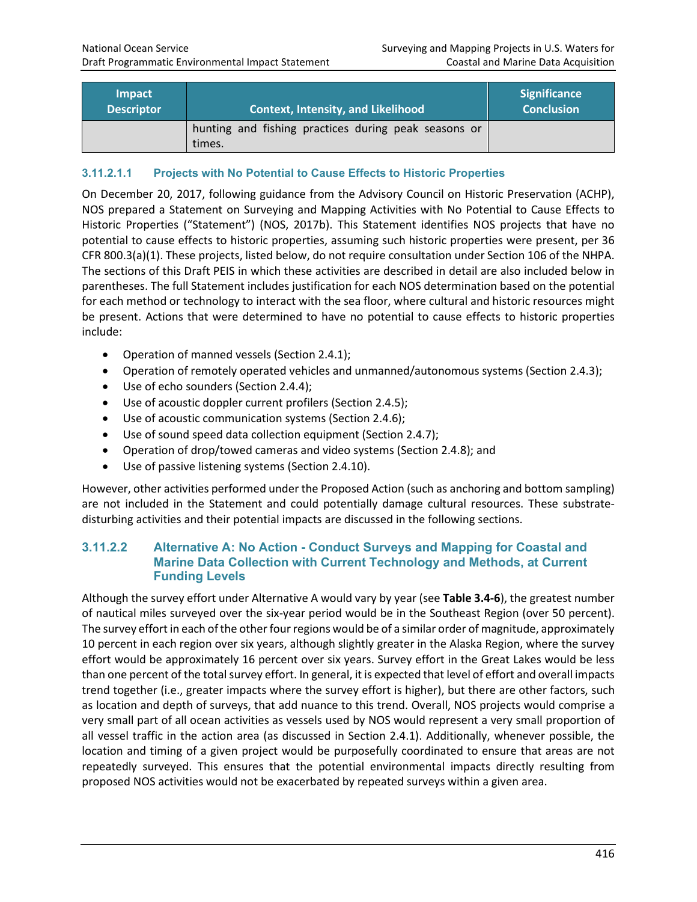| Impact Descriptor | Context, Intensity, and Likelihood | Significance Conclusion |
|---|---|---|
| | hunting and fishing practices during peak seasons or times. | |

#### 3.11.2.1.1 Projects with No Potential to Cause Effects to Historic Properties

On December 20, 2017, following guidance from the Advisory Council on Historic Preservation (ACHP), NOS prepared a Statement on Surveying and Mapping Activities with No Potential to Cause Effects to Historic Properties ("Statement") (NOS, 2017b). This Statement identifies NOS projects that have no potential to cause effects to historic properties, assuming such historic properties were present, per 36 CFR 800.3(a)(1). These projects, listed below, do not require consultation under Section 106 of the NHPA. The sections of this Draft PEIS in which these activities are described in detail are also included below in parentheses. The full Statement includes justification for each NOS determination based on the potential for each method or technology to interact with the sea floor, where cultural and historic resources might be present. Actions that were determined to have no potential to cause effects to historic properties include:

- Operation of manned vessels (Section 2.4.1);
- Operation of remotely operated vehicles and unmanned/autonomous systems (Section 2.4.3);
- Use of echo sounders (Section 2.4.4);
- Use of acoustic doppler current profilers (Section 2.4.5);
- Use of acoustic communication systems (Section 2.4.6);
- Use of sound speed data collection equipment (Section 2.4.7);
- Operation of drop/towed cameras and video systems (Section 2.4.8); and
- Use of passive listening systems (Section 2.4.10).

However, other activities performed under the Proposed Action (such as anchoring and bottom sampling) are not included in the Statement and could potentially damage cultural resources. These substrate-disturbing activities and their potential impacts are discussed in the following sections.

### 3.11.2.2 Alternative A: No Action - Conduct Surveys and Mapping for Coastal and Marine Data Collection with Current Technology and Methods, at Current Funding Levels

Although the survey effort under Alternative A would vary by year (see **Table 3.4-6**), the greatest number of nautical miles surveyed over the six-year period would be in the Southeast Region (over 50 percent). The survey effort in each of the other four regions would be of a similar order of magnitude, approximately 10 percent in each region over six years, although slightly greater in the Alaska Region, where the survey effort would be approximately 16 percent over six years. Survey effort in the Great Lakes would be less than one percent of the total survey effort. In general, it is expected that level of effort and overall impacts trend together (i.e., greater impacts where the survey effort is higher), but there are other factors, such as location and depth of surveys, that add nuance to this trend. Overall, NOS projects would comprise a very small part of all ocean activities as vessels used by NOS would represent a very small proportion of all vessel traffic in the action area (as discussed in Section 2.4.1). Additionally, whenever possible, the location and timing of a given project would be purposefully coordinated to ensure that areas are not repeatedly surveyed. This ensures that the potential environmental impacts directly resulting from proposed NOS activities would not be exacerbated by repeated surveys within a given area.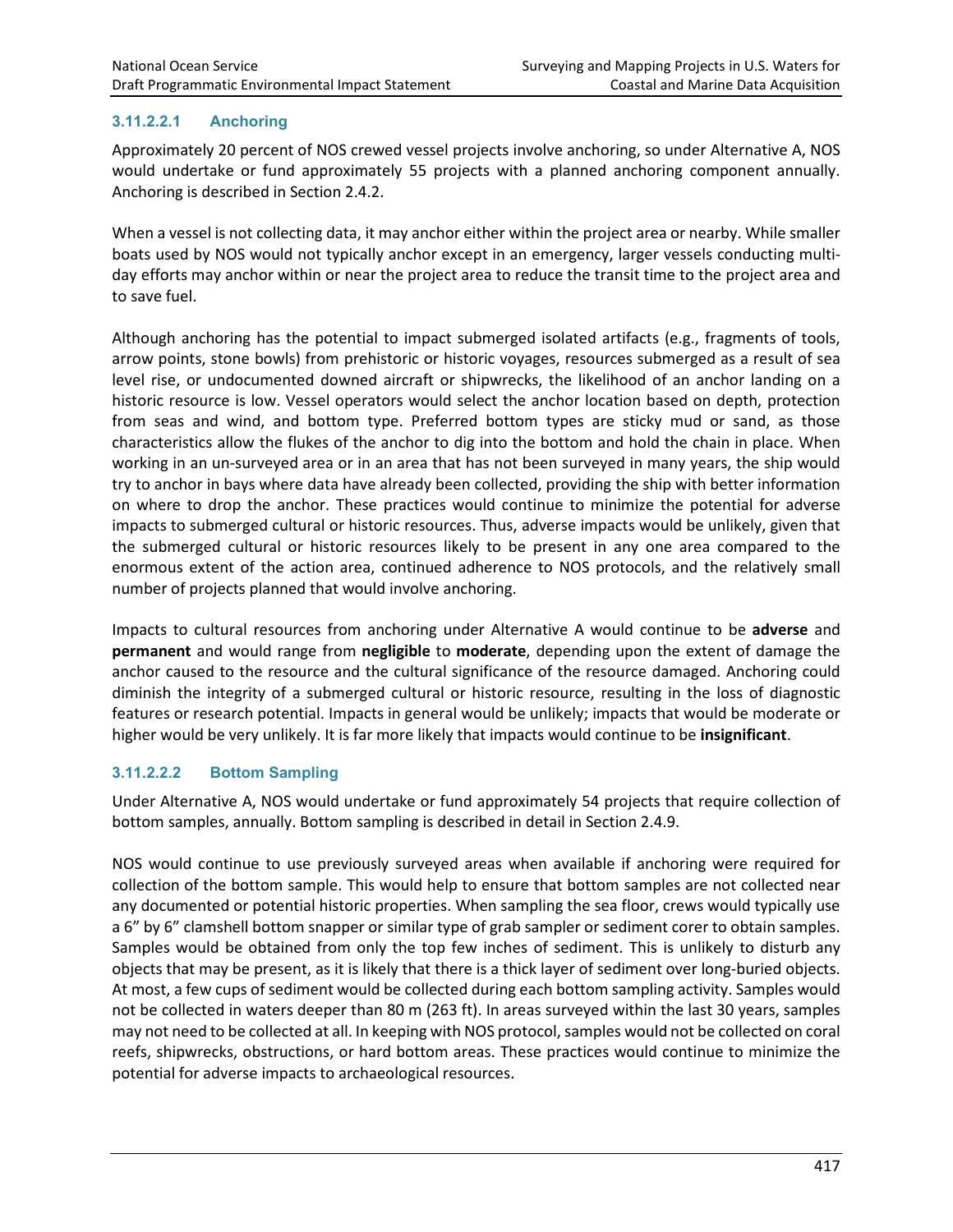#### 3.11.2.2.1 Anchoring

Approximately 20 percent of NOS crewed vessel projects involve anchoring, so under Alternative A, NOS would undertake or fund approximately 55 projects with a planned anchoring component annually. Anchoring is described in Section 2.4.2.

When a vessel is not collecting data, it may anchor either within the project area or nearby. While smaller boats used by NOS would not typically anchor except in an emergency, larger vessels conducting multi-day efforts may anchor within or near the project area to reduce the transit time to the project area and to save fuel.

Although anchoring has the potential to impact submerged isolated artifacts (e.g., fragments of tools, arrow points, stone bowls) from prehistoric or historic voyages, resources submerged as a result of sea level rise, or undocumented downed aircraft or shipwrecks, the likelihood of an anchor landing on a historic resource is low. Vessel operators would select the anchor location based on depth, protection from seas and wind, and bottom type. Preferred bottom types are sticky mud or sand, as those characteristics allow the flukes of the anchor to dig into the bottom and hold the chain in place. When working in an un-surveyed area or in an area that has not been surveyed in many years, the ship would try to anchor in bays where data have already been collected, providing the ship with better information on where to drop the anchor. These practices would continue to minimize the potential for adverse impacts to submerged cultural or historic resources. Thus, adverse impacts would be unlikely, given that the submerged cultural or historic resources likely to be present in any one area compared to the enormous extent of the action area, continued adherence to NOS protocols, and the relatively small number of projects planned that would involve anchoring.

Impacts to cultural resources from anchoring under Alternative A would continue to be **adverse** and **permanent** and would range from **negligible** to **moderate**, depending upon the extent of damage the anchor caused to the resource and the cultural significance of the resource damaged. Anchoring could diminish the integrity of a submerged cultural or historic resource, resulting in the loss of diagnostic features or research potential. Impacts in general would be unlikely; impacts that would be moderate or higher would be very unlikely. It is far more likely that impacts would continue to be **insignificant**.

#### 3.11.2.2.2 Bottom Sampling

Under Alternative A, NOS would undertake or fund approximately 54 projects that require collection of bottom samples, annually. Bottom sampling is described in detail in Section 2.4.9.

NOS would continue to use previously surveyed areas when available if anchoring were required for collection of the bottom sample. This would help to ensure that bottom samples are not collected near any documented or potential historic properties. When sampling the sea floor, crews would typically use a 6" by 6" clamshell bottom snapper or similar type of grab sampler or sediment corer to obtain samples. Samples would be obtained from only the top few inches of sediment. This is unlikely to disturb any objects that may be present, as it is likely that there is a thick layer of sediment over long-buried objects. At most, a few cups of sediment would be collected during each bottom sampling activity. Samples would not be collected in waters deeper than 80 m (263 ft). In areas surveyed within the last 30 years, samples may not need to be collected at all. In keeping with NOS protocol, samples would not be collected on coral reefs, shipwrecks, obstructions, or hard bottom areas. These practices would continue to minimize the potential for adverse impacts to archaeological resources.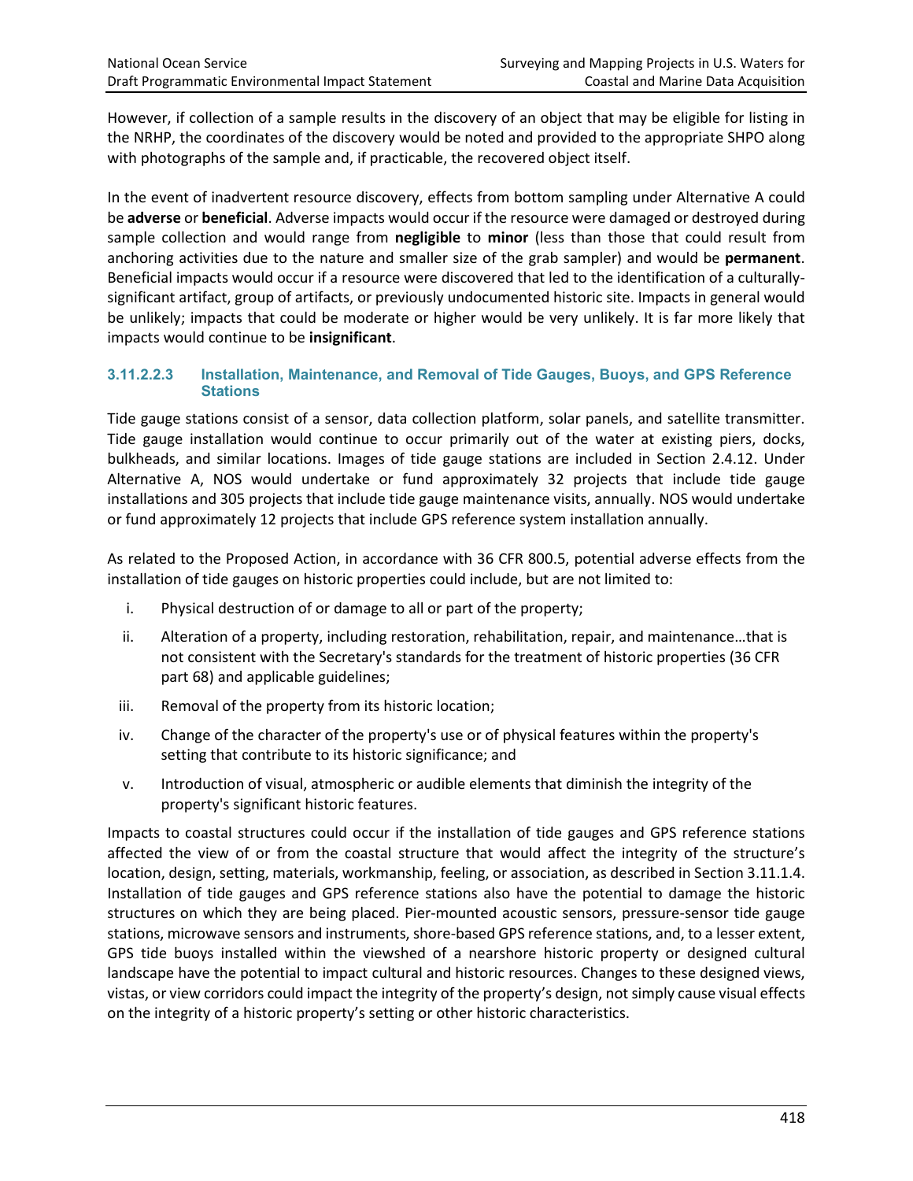However, if collection of a sample results in the discovery of an object that may be eligible for listing in the NRHP, the coordinates of the discovery would be noted and provided to the appropriate SHPO along with photographs of the sample and, if practicable, the recovered object itself.

In the event of inadvertent resource discovery, effects from bottom sampling under Alternative A could be **adverse** or **beneficial**. Adverse impacts would occur if the resource were damaged or destroyed during sample collection and would range from **negligible** to **minor** (less than those that could result from anchoring activities due to the nature and smaller size of the grab sampler) and would be **permanent**. Beneficial impacts would occur if a resource were discovered that led to the identification of a culturally-significant artifact, group of artifacts, or previously undocumented historic site. Impacts in general would be unlikely; impacts that could be moderate or higher would be very unlikely. It is far more likely that impacts would continue to be **insignificant**.

#### 3.11.2.2.3 Installation, Maintenance, and Removal of Tide Gauges, Buoys, and GPS Reference Stations

Tide gauge stations consist of a sensor, data collection platform, solar panels, and satellite transmitter. Tide gauge installation would continue to occur primarily out of the water at existing piers, docks, bulkheads, and similar locations. Images of tide gauge stations are included in Section 2.4.12. Under Alternative A, NOS would undertake or fund approximately 32 projects that include tide gauge installations and 305 projects that include tide gauge maintenance visits, annually. NOS would undertake or fund approximately 12 projects that include GPS reference system installation annually.

As related to the Proposed Action, in accordance with 36 CFR 800.5, potential adverse effects from the installation of tide gauges on historic properties could include, but are not limited to:

i. Physical destruction of or damage to all or part of the property;

ii. Alteration of a property, including restoration, rehabilitation, repair, and maintenance…that is not consistent with the Secretary's standards for the treatment of historic properties (36 CFR part 68) and applicable guidelines;

iii. Removal of the property from its historic location;

iv. Change of the character of the property's use or of physical features within the property's setting that contribute to its historic significance; and

v. Introduction of visual, atmospheric or audible elements that diminish the integrity of the property's significant historic features.

Impacts to coastal structures could occur if the installation of tide gauges and GPS reference stations affected the view of or from the coastal structure that would affect the integrity of the structure's location, design, setting, materials, workmanship, feeling, or association, as described in Section 3.11.1.4. Installation of tide gauges and GPS reference stations also have the potential to damage the historic structures on which they are being placed. Pier-mounted acoustic sensors, pressure-sensor tide gauge stations, microwave sensors and instruments, shore-based GPS reference stations, and, to a lesser extent, GPS tide buoys installed within the viewshed of a nearshore historic property or designed cultural landscape have the potential to impact cultural and historic resources. Changes to these designed views, vistas, or view corridors could impact the integrity of the property's design, not simply cause visual effects on the integrity of a historic property's setting or other historic characteristics.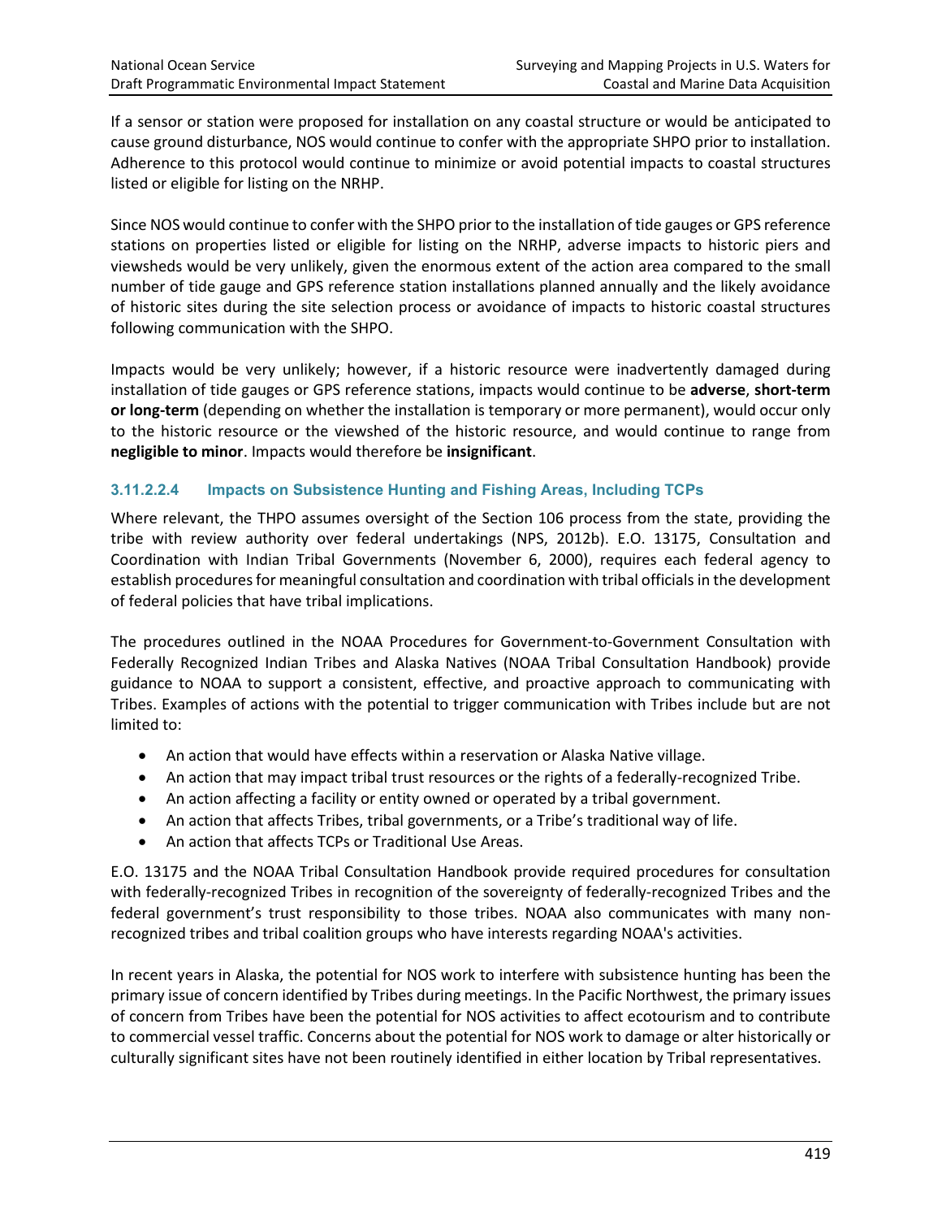If a sensor or station were proposed for installation on any coastal structure or would be anticipated to cause ground disturbance, NOS would continue to confer with the appropriate SHPO prior to installation. Adherence to this protocol would continue to minimize or avoid potential impacts to coastal structures listed or eligible for listing on the NRHP.

Since NOS would continue to confer with the SHPO prior to the installation of tide gauges or GPS reference stations on properties listed or eligible for listing on the NRHP, adverse impacts to historic piers and viewsheds would be very unlikely, given the enormous extent of the action area compared to the small number of tide gauge and GPS reference station installations planned annually and the likely avoidance of historic sites during the site selection process or avoidance of impacts to historic coastal structures following communication with the SHPO.

Impacts would be very unlikely; however, if a historic resource were inadvertently damaged during installation of tide gauges or GPS reference stations, impacts would continue to be **adverse**, **short-term or long-term** (depending on whether the installation is temporary or more permanent), would occur only to the historic resource or the viewshed of the historic resource, and would continue to range from **negligible to minor**. Impacts would therefore be **insignificant**.

#### 3.11.2.2.4 Impacts on Subsistence Hunting and Fishing Areas, Including TCPs

Where relevant, the THPO assumes oversight of the Section 106 process from the state, providing the tribe with review authority over federal undertakings (NPS, 2012b). E.O. 13175, Consultation and Coordination with Indian Tribal Governments (November 6, 2000), requires each federal agency to establish procedures for meaningful consultation and coordination with tribal officials in the development of federal policies that have tribal implications.

The procedures outlined in the NOAA Procedures for Government-to-Government Consultation with Federally Recognized Indian Tribes and Alaska Natives (NOAA Tribal Consultation Handbook) provide guidance to NOAA to support a consistent, effective, and proactive approach to communicating with Tribes. Examples of actions with the potential to trigger communication with Tribes include but are not limited to:

- An action that would have effects within a reservation or Alaska Native village.
- An action that may impact tribal trust resources or the rights of a federally-recognized Tribe.
- An action affecting a facility or entity owned or operated by a tribal government.
- An action that affects Tribes, tribal governments, or a Tribe's traditional way of life.
- An action that affects TCPs or Traditional Use Areas.

E.O. 13175 and the NOAA Tribal Consultation Handbook provide required procedures for consultation with federally-recognized Tribes in recognition of the sovereignty of federally-recognized Tribes and the federal government's trust responsibility to those tribes. NOAA also communicates with many non-recognized tribes and tribal coalition groups who have interests regarding NOAA's activities.

In recent years in Alaska, the potential for NOS work to interfere with subsistence hunting has been the primary issue of concern identified by Tribes during meetings. In the Pacific Northwest, the primary issues of concern from Tribes have been the potential for NOS activities to affect ecotourism and to contribute to commercial vessel traffic. Concerns about the potential for NOS work to damage or alter historically or culturally significant sites have not been routinely identified in either location by Tribal representatives.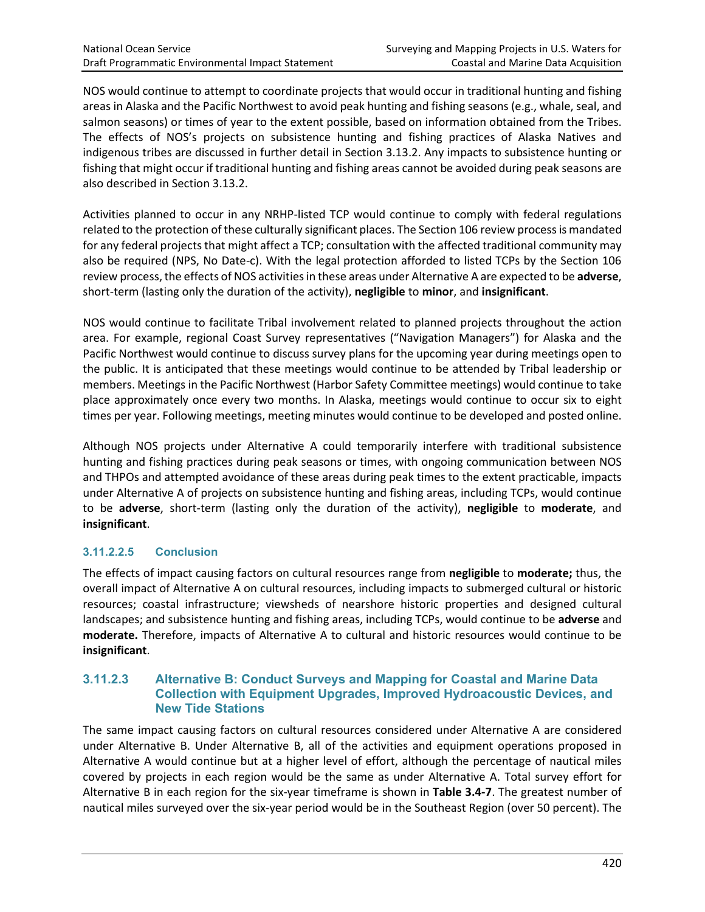NOS would continue to attempt to coordinate projects that would occur in traditional hunting and fishing areas in Alaska and the Pacific Northwest to avoid peak hunting and fishing seasons (e.g., whale, seal, and salmon seasons) or times of year to the extent possible, based on information obtained from the Tribes. The effects of NOS's projects on subsistence hunting and fishing practices of Alaska Natives and indigenous tribes are discussed in further detail in Section 3.13.2. Any impacts to subsistence hunting or fishing that might occur if traditional hunting and fishing areas cannot be avoided during peak seasons are also described in Section 3.13.2.

Activities planned to occur in any NRHP-listed TCP would continue to comply with federal regulations related to the protection of these culturally significant places. The Section 106 review process is mandated for any federal projects that might affect a TCP; consultation with the affected traditional community may also be required (NPS, No Date-c). With the legal protection afforded to listed TCPs by the Section 106 review process, the effects of NOS activities in these areas under Alternative A are expected to be **adverse**, short-term (lasting only the duration of the activity), **negligible** to **minor**, and **insignificant**.

NOS would continue to facilitate Tribal involvement related to planned projects throughout the action area. For example, regional Coast Survey representatives ("Navigation Managers") for Alaska and the Pacific Northwest would continue to discuss survey plans for the upcoming year during meetings open to the public. It is anticipated that these meetings would continue to be attended by Tribal leadership or members. Meetings in the Pacific Northwest (Harbor Safety Committee meetings) would continue to take place approximately once every two months. In Alaska, meetings would continue to occur six to eight times per year. Following meetings, meeting minutes would continue to be developed and posted online.

Although NOS projects under Alternative A could temporarily interfere with traditional subsistence hunting and fishing practices during peak seasons or times, with ongoing communication between NOS and THPOs and attempted avoidance of these areas during peak times to the extent practicable, impacts under Alternative A of projects on subsistence hunting and fishing areas, including TCPs, would continue to be **adverse**, short-term (lasting only the duration of the activity), **negligible** to **moderate**, and **insignificant**.

#### 3.11.2.2.5 Conclusion

The effects of impact causing factors on cultural resources range from **negligible** to **moderate;** thus, the overall impact of Alternative A on cultural resources, including impacts to submerged cultural or historic resources; coastal infrastructure; viewsheds of nearshore historic properties and designed cultural landscapes; and subsistence hunting and fishing areas, including TCPs, would continue to be **adverse** and **moderate.** Therefore, impacts of Alternative A to cultural and historic resources would continue to be **insignificant**.

### 3.11.2.3 Alternative B: Conduct Surveys and Mapping for Coastal and Marine Data Collection with Equipment Upgrades, Improved Hydroacoustic Devices, and New Tide Stations

The same impact causing factors on cultural resources considered under Alternative A are considered under Alternative B. Under Alternative B, all of the activities and equipment operations proposed in Alternative A would continue but at a higher level of effort, although the percentage of nautical miles covered by projects in each region would be the same as under Alternative A. Total survey effort for Alternative B in each region for the six-year timeframe is shown in **Table 3.4-7**. The greatest number of nautical miles surveyed over the six-year period would be in the Southeast Region (over 50 percent). The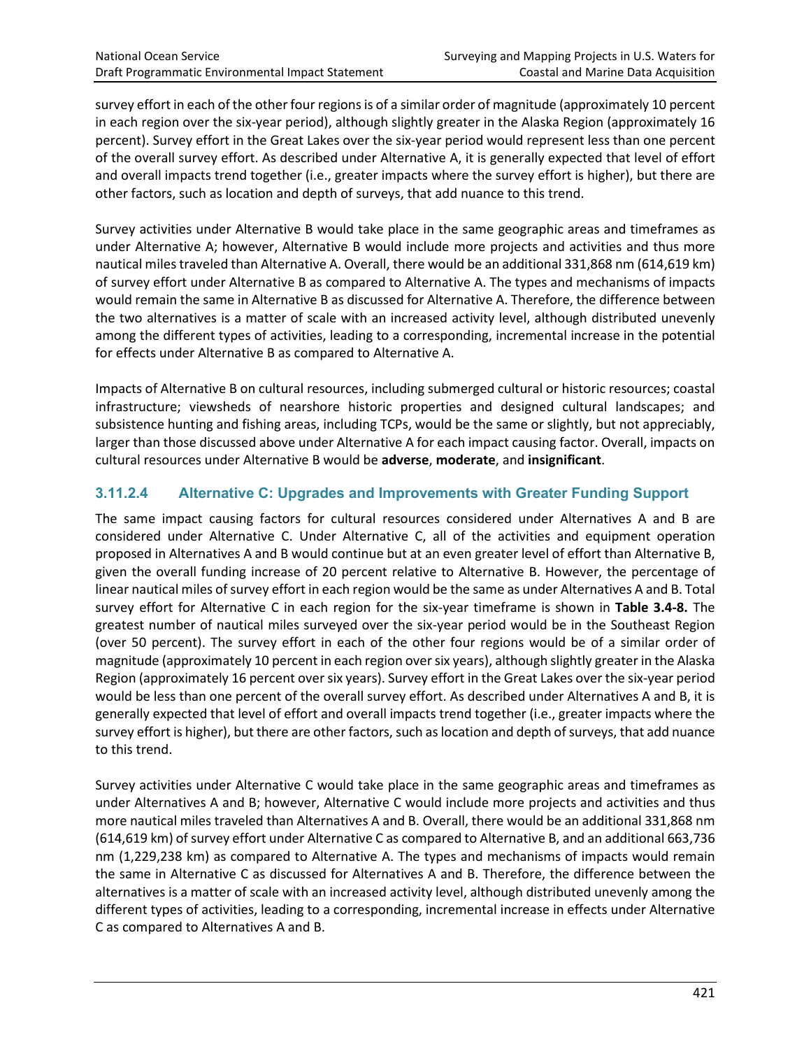survey effort in each of the other four regions is of a similar order of magnitude (approximately 10 percent in each region over the six-year period), although slightly greater in the Alaska Region (approximately 16 percent). Survey effort in the Great Lakes over the six-year period would represent less than one percent of the overall survey effort. As described under Alternative A, it is generally expected that level of effort and overall impacts trend together (i.e., greater impacts where the survey effort is higher), but there are other factors, such as location and depth of surveys, that add nuance to this trend.

Survey activities under Alternative B would take place in the same geographic areas and timeframes as under Alternative A; however, Alternative B would include more projects and activities and thus more nautical miles traveled than Alternative A. Overall, there would be an additional 331,868 nm (614,619 km) of survey effort under Alternative B as compared to Alternative A. The types and mechanisms of impacts would remain the same in Alternative B as discussed for Alternative A. Therefore, the difference between the two alternatives is a matter of scale with an increased activity level, although distributed unevenly among the different types of activities, leading to a corresponding, incremental increase in the potential for effects under Alternative B as compared to Alternative A.

Impacts of Alternative B on cultural resources, including submerged cultural or historic resources; coastal infrastructure; viewsheds of nearshore historic properties and designed cultural landscapes; and subsistence hunting and fishing areas, including TCPs, would be the same or slightly, but not appreciably, larger than those discussed above under Alternative A for each impact causing factor. Overall, impacts on cultural resources under Alternative B would be **adverse**, **moderate**, and **insignificant**.

### 3.11.2.4 Alternative C: Upgrades and Improvements with Greater Funding Support

The same impact causing factors for cultural resources considered under Alternatives A and B are considered under Alternative C. Under Alternative C, all of the activities and equipment operation proposed in Alternatives A and B would continue but at an even greater level of effort than Alternative B, given the overall funding increase of 20 percent relative to Alternative B. However, the percentage of linear nautical miles of survey effort in each region would be the same as under Alternatives A and B. Total survey effort for Alternative C in each region for the six-year timeframe is shown in **Table 3.4-8.** The greatest number of nautical miles surveyed over the six-year period would be in the Southeast Region (over 50 percent). The survey effort in each of the other four regions would be of a similar order of magnitude (approximately 10 percent in each region over six years), although slightly greater in the Alaska Region (approximately 16 percent over six years). Survey effort in the Great Lakes over the six-year period would be less than one percent of the overall survey effort. As described under Alternatives A and B, it is generally expected that level of effort and overall impacts trend together (i.e., greater impacts where the survey effort is higher), but there are other factors, such as location and depth of surveys, that add nuance to this trend.

Survey activities under Alternative C would take place in the same geographic areas and timeframes as under Alternatives A and B; however, Alternative C would include more projects and activities and thus more nautical miles traveled than Alternatives A and B. Overall, there would be an additional 331,868 nm (614,619 km) of survey effort under Alternative C as compared to Alternative B, and an additional 663,736 nm (1,229,238 km) as compared to Alternative A. The types and mechanisms of impacts would remain the same in Alternative C as discussed for Alternatives A and B. Therefore, the difference between the alternatives is a matter of scale with an increased activity level, although distributed unevenly among the different types of activities, leading to a corresponding, incremental increase in effects under Alternative C as compared to Alternatives A and B.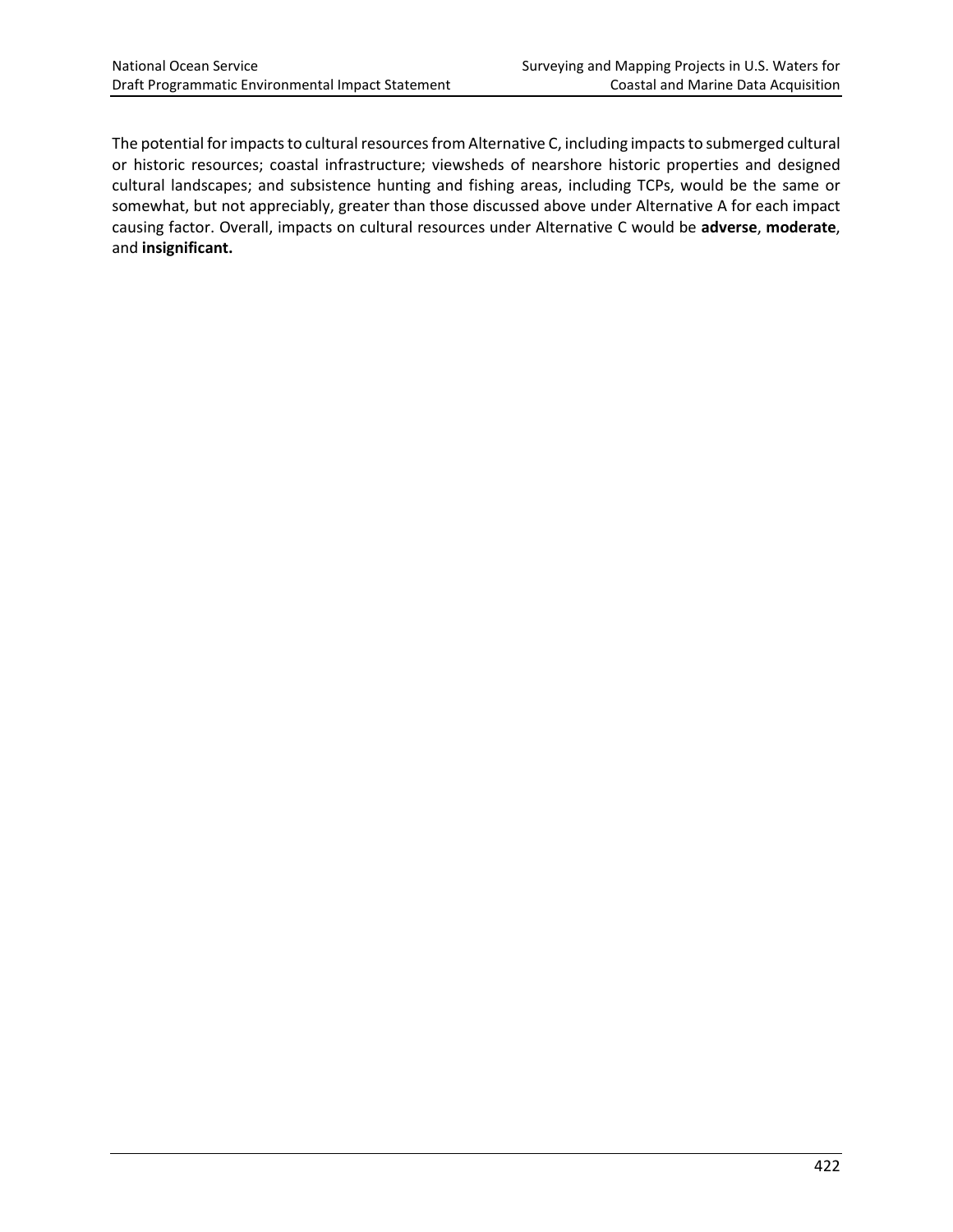The potential for impacts to cultural resources from Alternative C, including impacts to submerged cultural or historic resources; coastal infrastructure; viewsheds of nearshore historic properties and designed cultural landscapes; and subsistence hunting and fishing areas, including TCPs, would be the same or somewhat, but not appreciably, greater than those discussed above under Alternative A for each impact causing factor. Overall, impacts on cultural resources under Alternative C would be **adverse**, **moderate**, and **insignificant.**